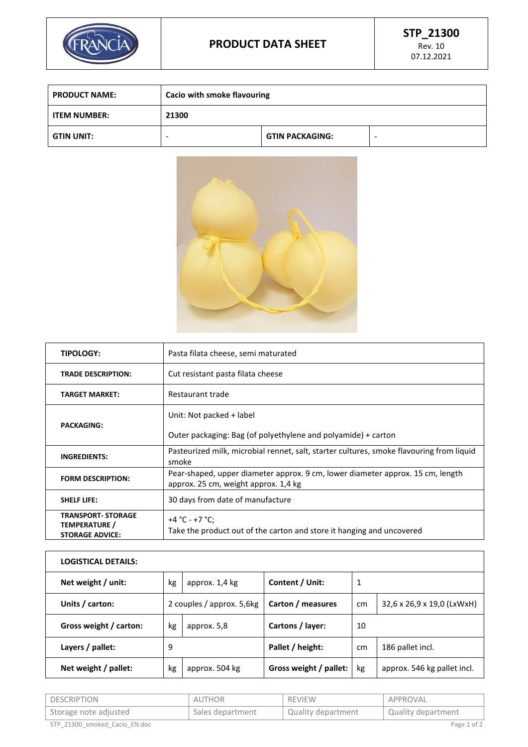# PRODUCT DATA SHEET

**STP_21300**
Rev. 10
07.12.2021

| **PRODUCT NAME:** | **Cacio with smoke flavouring** | | |
|---|---|---|---|
| **ITEM NUMBER:** | **21300** | | |
| **GTIN UNIT:** | - | **GTIN PACKAGING:** | - |

| **TIPOLOGY:** | Pasta filata cheese, semi maturated |
|---|---|
| **TRADE DESCRIPTION:** | Cut resistant pasta filata cheese |
| **TARGET MARKET:** | Restaurant trade |
| **PACKAGING:** | Unit: Not packed + label<br>Outer packaging: Bag (of polyethylene and polyamide) + carton |
| **INGREDIENTS:** | Pasteurized milk, microbial rennet, salt, starter cultures, smoke flavouring from liquid smoke |
| **FORM DESCRIPTION:** | Pear-shaped, upper diameter approx. 9 cm, lower diameter approx. 15 cm, length approx. 25 cm, weight approx. 1,4 kg |
| **SHELF LIFE:** | 30 days from date of manufacture |
| **TRANSPORT- STORAGE TEMPERATURE / STORAGE ADVICE:** | +4 °C - +7 °C;<br>Take the product out of the carton and store it hanging and uncovered |

| **LOGISTICAL DETAILS:** | | | | | |
|---|---|---|---|---|---|
| **Net weight / unit:** | kg | approx. 1,4 kg | **Content / Unit:** | 1 | |
| **Units / carton:** | 2 couples / approx. 5,6kg | | **Carton / measures** | cm | 32,6 x 26,9 x 19,0 (LxWxH) |
| **Gross weight / carton:** | kg | approx. 5,8 | **Cartons / layer:** | 10 | |
| **Layers / pallet:** | 9 | | **Pallet / height:** | cm | 186 pallet incl. |
| **Net weight / pallet:** | kg | approx. 504 kg | **Gross weight / pallet:** | kg | approx. 546 kg pallet incl. |

| DESCRIPTION | AUTHOR | REVIEW | APPROVAL |
|---|---|---|---|
| Storage note adjusted | Sales department | Quality department | Quality department |

STP_21300_smoked_Cacio_EN.doc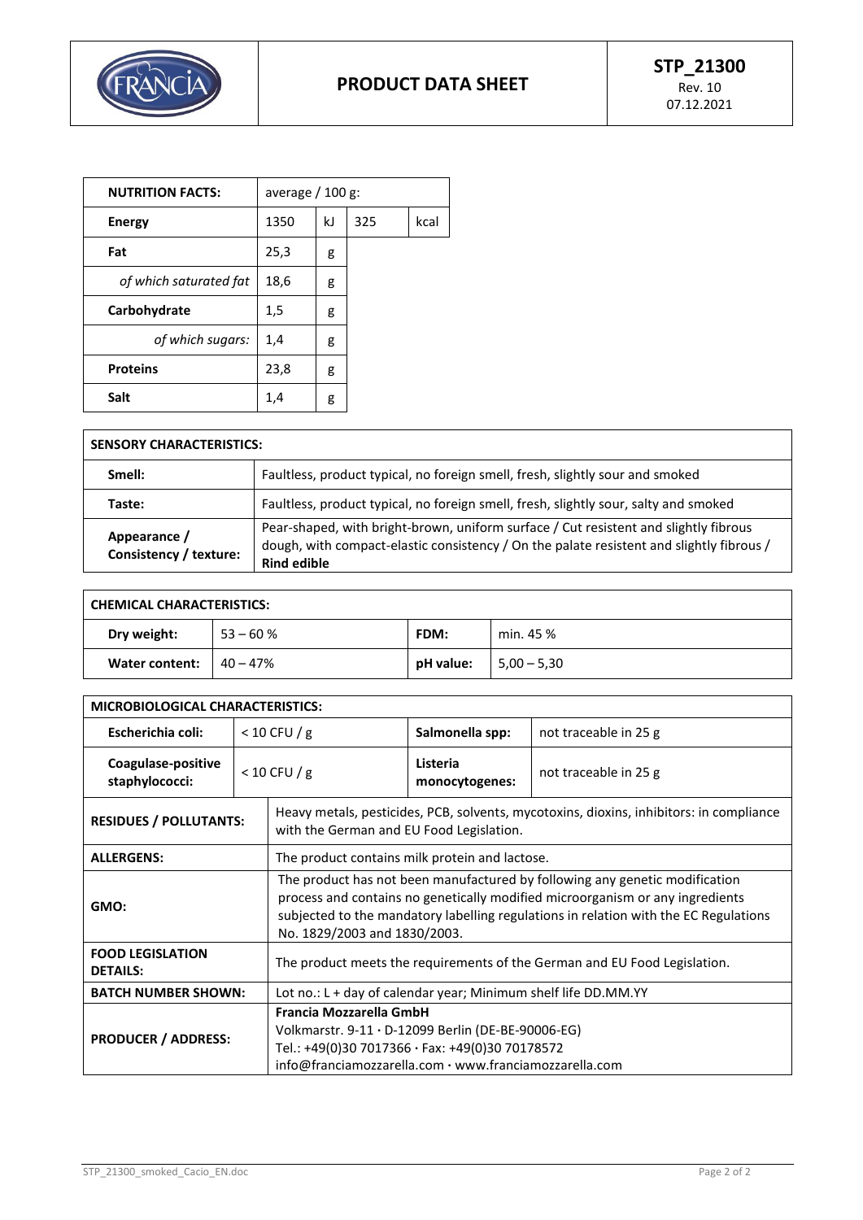| NUTRITION FACTS: | average / 100 g: | | | |
|---|---|---|---|---|
| **Energy** | 1350 | kJ | 325 | kcal |
| **Fat** | 25,3 | g | | |
| *of which saturated fat* | 18,6 | g | | |
| **Carbohydrate** | 1,5 | g | | |
| *of which sugars:* | 1,4 | g | | |
| **Proteins** | 23,8 | g | | |
| **Salt** | 1,4 | g | | |

| SENSORY CHARACTERISTICS: | |
|---|---|
| **Smell:** | Faultless, product typical, no foreign smell, fresh, slightly sour and smoked |
| **Taste:** | Faultless, product typical, no foreign smell, fresh, slightly sour, salty and smoked |
| **Appearance / Consistency / texture:** | Pear-shaped, with bright-brown, uniform surface / Cut resistent and slightly fibrous dough, with compact-elastic consistency / On the palate resistent and slightly fibrous / **Rind edible** |

| CHEMICAL CHARACTERISTICS: | | | |
|---|---|---|---|
| **Dry weight:** | 53 – 60 % | **FDM:** | min. 45 % |
| **Water content:** | 40 – 47% | **pH value:** | 5,00 – 5,30 |

| MICROBIOLOGICAL CHARACTERISTICS: | | | |
|---|---|---|---|
| **Escherichia coli:** | < 10 CFU / g | **Salmonella spp:** | not traceable in 25 g |
| **Coagulase-positive staphylococci:** | < 10 CFU / g | **Listeria monocytogenes:** | not traceable in 25 g |

| | |
|---|---|
| **RESIDUES / POLLUTANTS:** | Heavy metals, pesticides, PCB, solvents, mycotoxins, dioxins, inhibitors: in compliance with the German and EU Food Legislation. |
| **ALLERGENS:** | The product contains milk protein and lactose. |
| **GMO:** | The product has not been manufactured by following any genetic modification process and contains no genetically modified microorganism or any ingredients subjected to the mandatory labelling regulations in relation with the EC Regulations No. 1829/2003 and 1830/2003. |
| **FOOD LEGISLATION DETAILS:** | The product meets the requirements of the German and EU Food Legislation. |
| **BATCH NUMBER SHOWN:** | Lot no.: L + day of calendar year; Minimum shelf life DD.MM.YY |
| **PRODUCER / ADDRESS:** | **Francia Mozzarella GmbH** Volkmarstr. 9-11 · D-12099 Berlin (DE-BE-90006-EG) Tel.: +49(0)30 7017366 · Fax: +49(0)30 70178572 info@franciamozzarella.com · www.franciamozzarella.com |